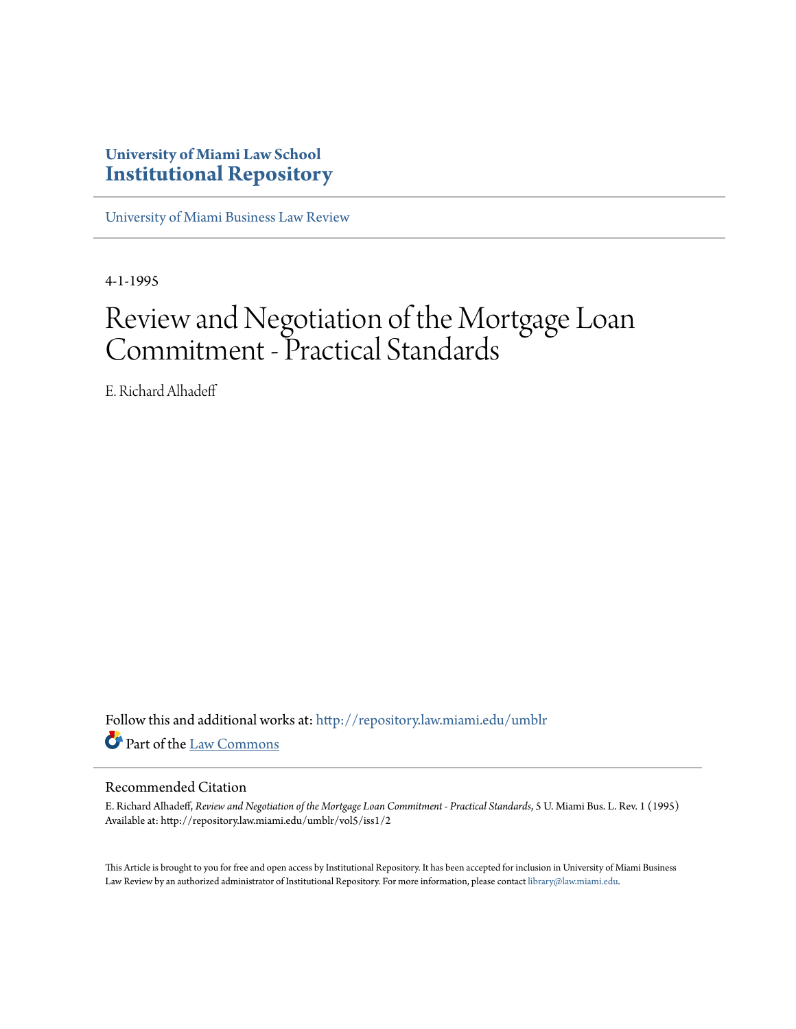# University of Miami Law School
# Institutional Repository

University of Miami Business Law Review

4-1-1995

# Review and Negotiation of the Mortgage Loan Commitment - Practical Standards

E. Richard Alhadeff

Follow this and additional works at: http://repository.law.miami.edu/umblr

Part of the Law Commons

## Recommended Citation

E. Richard Alhadeff, *Review and Negotiation of the Mortgage Loan Commitment - Practical Standards*, 5 U. Miami Bus. L. Rev. 1 (1995)
Available at: http://repository.law.miami.edu/umblr/vol5/iss1/2

This Article is brought to you for free and open access by Institutional Repository. It has been accepted for inclusion in University of Miami Business Law Review by an authorized administrator of Institutional Repository. For more information, please contact library@law.miami.edu.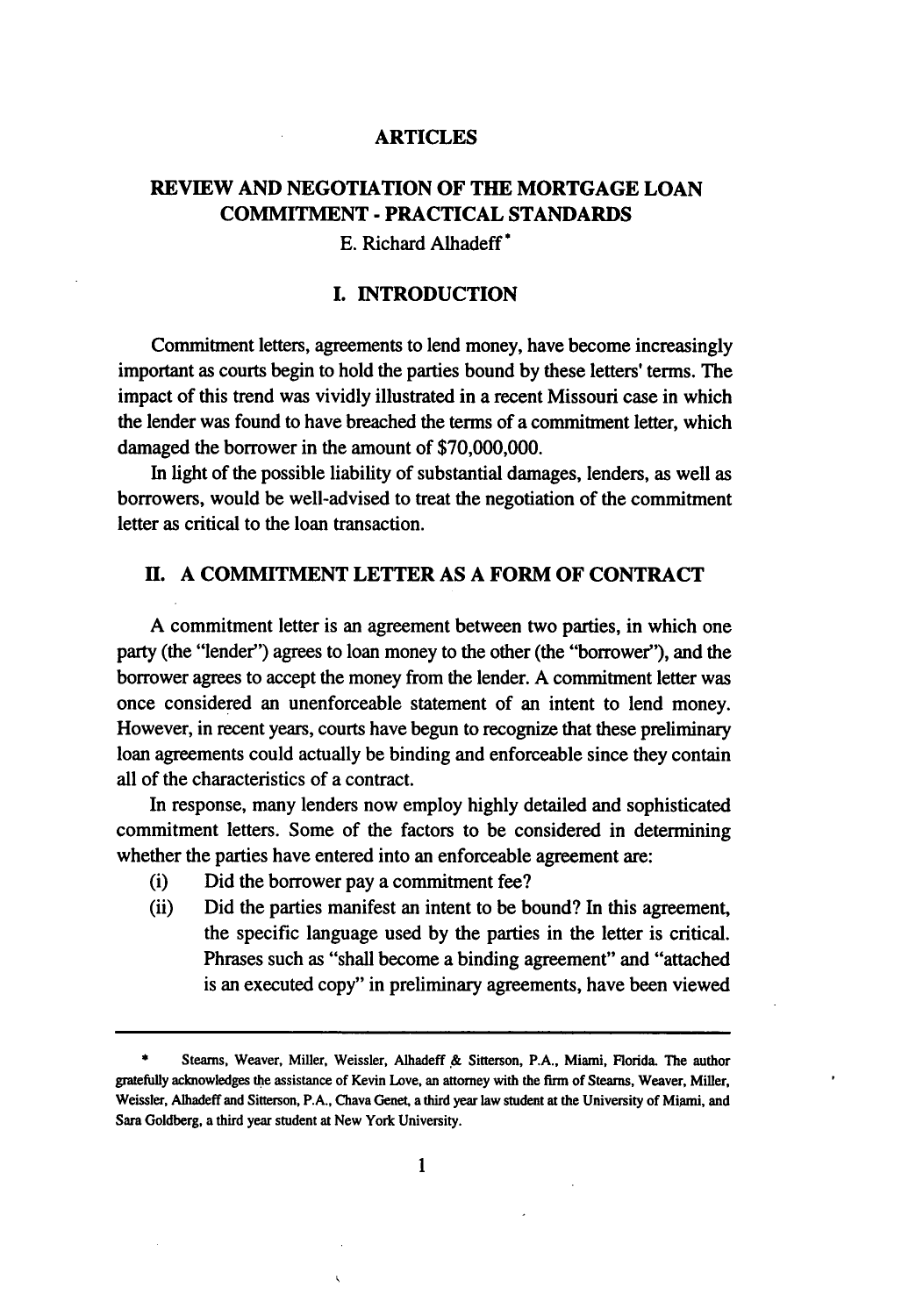## ARTICLES

# REVIEW AND NEGOTIATION OF THE MORTGAGE LOAN COMMITMENT - PRACTICAL STANDARDS

E. Richard Alhadeff*

## I. INTRODUCTION

Commitment letters, agreements to lend money, have become increasingly important as courts begin to hold the parties bound by these letters' terms. The impact of this trend was vividly illustrated in a recent Missouri case in which the lender was found to have breached the terms of a commitment letter, which damaged the borrower in the amount of $70,000,000.

In light of the possible liability of substantial damages, lenders, as well as borrowers, would be well-advised to treat the negotiation of the commitment letter as critical to the loan transaction.

## II. A COMMITMENT LETTER AS A FORM OF CONTRACT

A commitment letter is an agreement between two parties, in which one party (the "lender") agrees to loan money to the other (the "borrower"), and the borrower agrees to accept the money from the lender. A commitment letter was once considered an unenforceable statement of an intent to lend money. However, in recent years, courts have begun to recognize that these preliminary loan agreements could actually be binding and enforceable since they contain all of the characteristics of a contract.

In response, many lenders now employ highly detailed and sophisticated commitment letters. Some of the factors to be considered in determining whether the parties have entered into an enforceable agreement are:

(i) Did the borrower pay a commitment fee?

(ii) Did the parties manifest an intent to be bound? In this agreement, the specific language used by the parties in the letter is critical. Phrases such as "shall become a binding agreement" and "attached is an executed copy" in preliminary agreements, have been viewed

---

\* Stearns, Weaver, Miller, Weissler, Alhadeff & Sitterson, P.A., Miami, Florida. The author gratefully acknowledges the assistance of Kevin Love, an attorney with the firm of Stearns, Weaver, Miller, Weissler, Alhadeff and Sitterson, P.A., Chava Genet, a third year law student at the University of Miami, and Sara Goldberg, a third year student at New York University.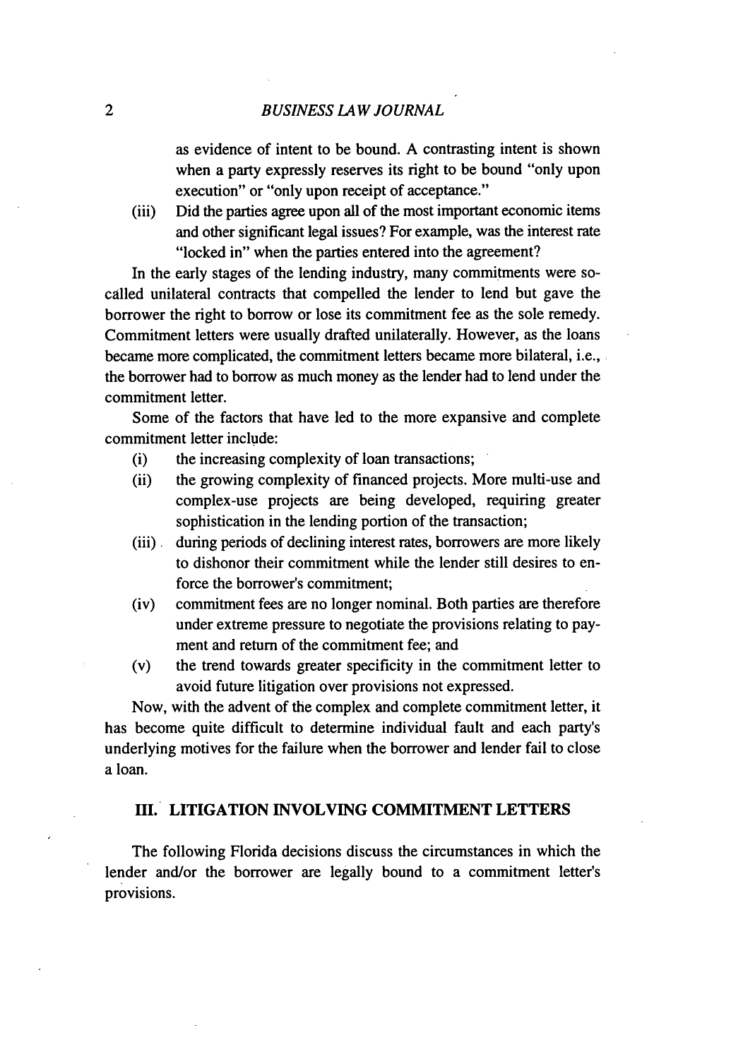as evidence of intent to be bound. A contrasting intent is shown when a party expressly reserves its right to be bound "only upon execution" or "only upon receipt of acceptance."

(iii) Did the parties agree upon all of the most important economic items and other significant legal issues? For example, was the interest rate "locked in" when the parties entered into the agreement?

In the early stages of the lending industry, many commitments were so-called unilateral contracts that compelled the lender to lend but gave the borrower the right to borrow or lose its commitment fee as the sole remedy. Commitment letters were usually drafted unilaterally. However, as the loans became more complicated, the commitment letters became more bilateral, i.e., the borrower had to borrow as much money as the lender had to lend under the commitment letter.

Some of the factors that have led to the more expansive and complete commitment letter include:

(i) the increasing complexity of loan transactions;

(ii) the growing complexity of financed projects. More multi-use and complex-use projects are being developed, requiring greater sophistication in the lending portion of the transaction;

(iii) during periods of declining interest rates, borrowers are more likely to dishonor their commitment while the lender still desires to enforce the borrower's commitment;

(iv) commitment fees are no longer nominal. Both parties are therefore under extreme pressure to negotiate the provisions relating to payment and return of the commitment fee; and

(v) the trend towards greater specificity in the commitment letter to avoid future litigation over provisions not expressed.

Now, with the advent of the complex and complete commitment letter, it has become quite difficult to determine individual fault and each party's underlying motives for the failure when the borrower and lender fail to close a loan.

## III. LITIGATION INVOLVING COMMITMENT LETTERS

The following Florida decisions discuss the circumstances in which the lender and/or the borrower are legally bound to a commitment letter's provisions.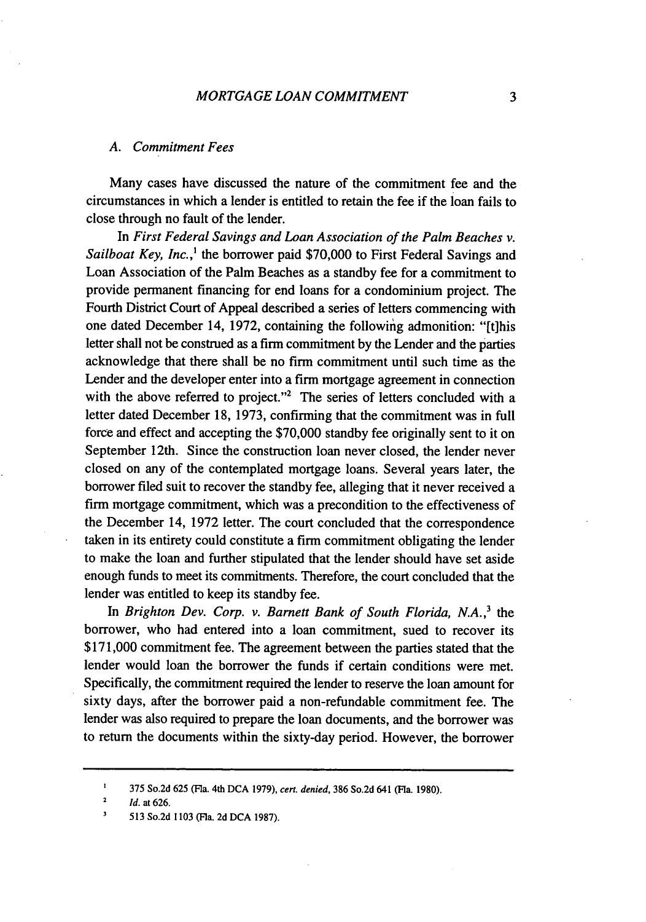### A. *Commitment Fees*

Many cases have discussed the nature of the commitment fee and the circumstances in which a lender is entitled to retain the fee if the loan fails to close through no fault of the lender.

In *First Federal Savings and Loan Association of the Palm Beaches v. Sailboat Key, Inc.*,[1] the borrower paid $70,000 to First Federal Savings and Loan Association of the Palm Beaches as a standby fee for a commitment to provide permanent financing for end loans for a condominium project. The Fourth District Court of Appeal described a series of letters commencing with one dated December 14, 1972, containing the following admonition: "[t]his letter shall not be construed as a firm commitment by the Lender and the parties acknowledge that there shall be no firm commitment until such time as the Lender and the developer enter into a firm mortgage agreement in connection with the above referred to project."[2] The series of letters concluded with a letter dated December 18, 1973, confirming that the commitment was in full force and effect and accepting the $70,000 standby fee originally sent to it on September 12th. Since the construction loan never closed, the lender never closed on any of the contemplated mortgage loans. Several years later, the borrower filed suit to recover the standby fee, alleging that it never received a firm mortgage commitment, which was a precondition to the effectiveness of the December 14, 1972 letter. The court concluded that the correspondence taken in its entirety could constitute a firm commitment obligating the lender to make the loan and further stipulated that the lender should have set aside enough funds to meet its commitments. Therefore, the court concluded that the lender was entitled to keep its standby fee.

In *Brighton Dev. Corp. v. Barnett Bank of South Florida, N.A.*,[3] the borrower, who had entered into a loan commitment, sued to recover its $171,000 commitment fee. The agreement between the parties stated that the lender would loan the borrower the funds if certain conditions were met. Specifically, the commitment required the lender to reserve the loan amount for sixty days, after the borrower paid a non-refundable commitment fee. The lender was also required to prepare the loan documents, and the borrower was to return the documents within the sixty-day period. However, the borrower

---

1. 375 So.2d 625 (Fla. 4th DCA 1979), *cert. denied*, 386 So.2d 641 (Fla. 1980).
2. *Id.* at 626.
3. 513 So.2d 1103 (Fla. 2d DCA 1987).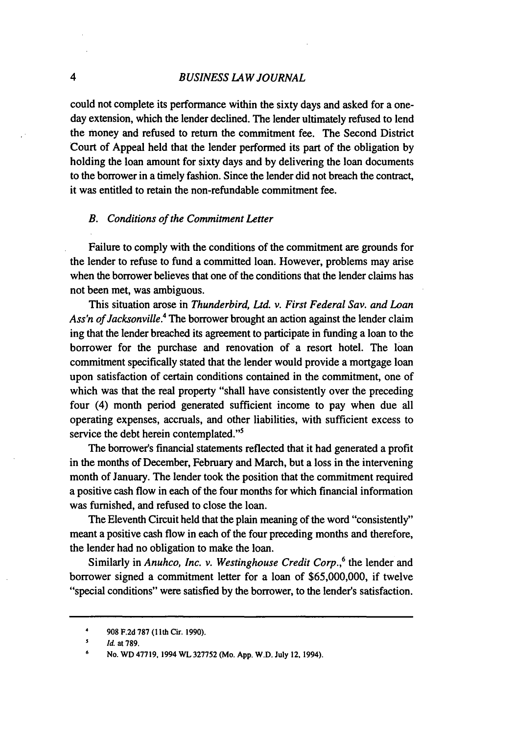could not complete its performance within the sixty days and asked for a one-day extension, which the lender declined. The lender ultimately refused to lend the money and refused to return the commitment fee. The Second District Court of Appeal held that the lender performed its part of the obligation by holding the loan amount for sixty days and by delivering the loan documents to the borrower in a timely fashion. Since the lender did not breach the contract, it was entitled to retain the non-refundable commitment fee.

### *B. Conditions of the Commitment Letter*

Failure to comply with the conditions of the commitment are grounds for the lender to refuse to fund a committed loan. However, problems may arise when the borrower believes that one of the conditions that the lender claims has not been met, was ambiguous.

This situation arose in *Thunderbird, Ltd. v. First Federal Sav. and Loan Ass'n of Jacksonville*.[4] The borrower brought an action against the lender claiming that the lender breached its agreement to participate in funding a loan to the borrower for the purchase and renovation of a resort hotel. The loan commitment specifically stated that the lender would provide a mortgage loan upon satisfaction of certain conditions contained in the commitment, one of which was that the real property "shall have consistently over the preceding four (4) month period generated sufficient income to pay when due all operating expenses, accruals, and other liabilities, with sufficient excess to service the debt herein contemplated."[5]

The borrower's financial statements reflected that it had generated a profit in the months of December, February and March, but a loss in the intervening month of January. The lender took the position that the commitment required a positive cash flow in each of the four months for which financial information was furnished, and refused to close the loan.

The Eleventh Circuit held that the plain meaning of the word "consistently" meant a positive cash flow in each of the four preceding months and therefore, the lender had no obligation to make the loan.

Similarly in *Anuhco, Inc. v. Westinghouse Credit Corp.*,[6] the lender and borrower signed a commitment letter for a loan of $65,000,000, if twelve "special conditions" were satisfied by the borrower, to the lender's satisfaction.

---

[4] 908 F.2d 787 (11th Cir. 1990).

[5] *Id.* at 789.

[6] No. WD 47719, 1994 WL 327752 (Mo. App. W.D. July 12, 1994).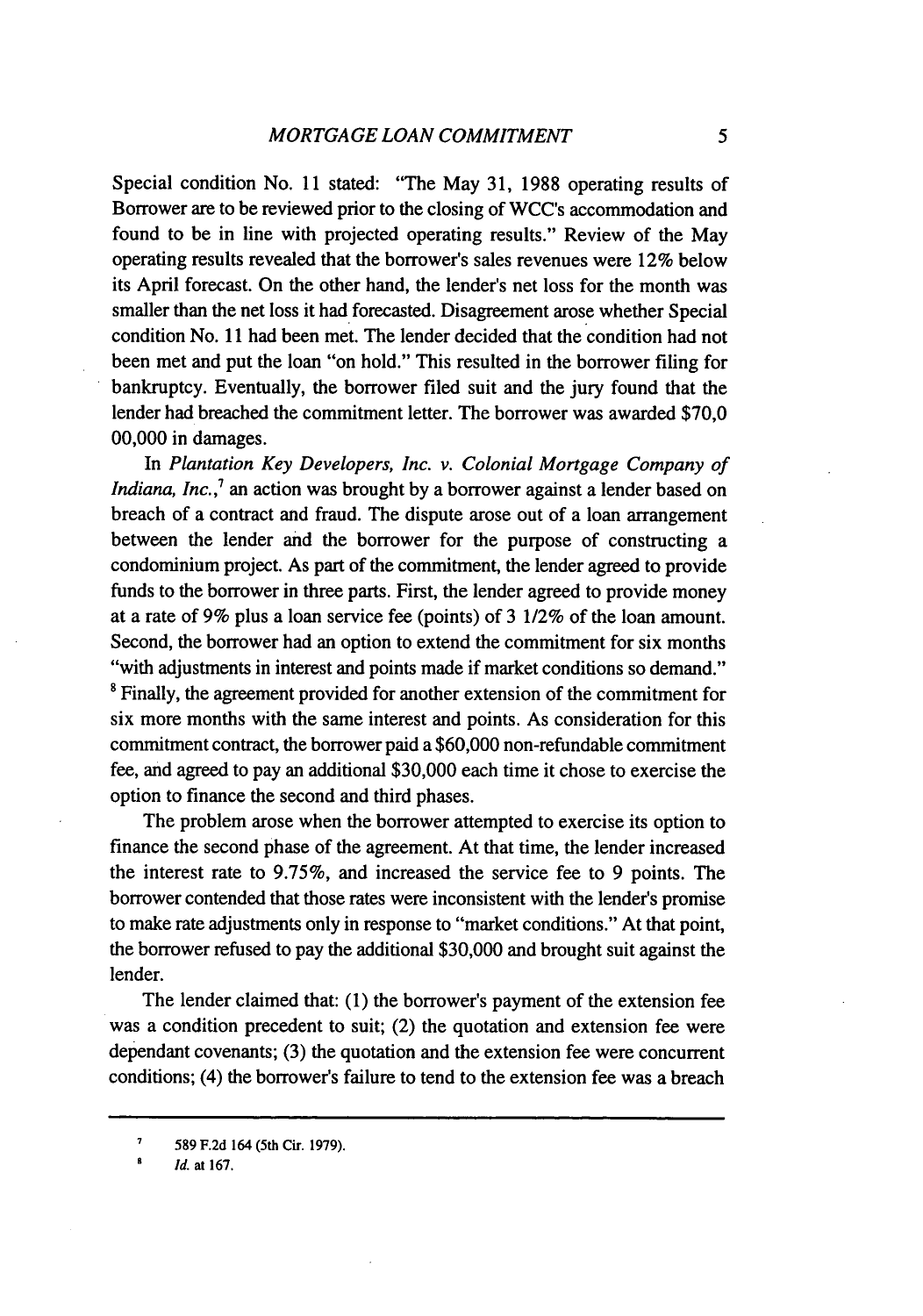Special condition No. 11 stated: "The May 31, 1988 operating results of Borrower are to be reviewed prior to the closing of WCC's accommodation and found to be in line with projected operating results." Review of the May operating results revealed that the borrower's sales revenues were 12% below its April forecast. On the other hand, the lender's net loss for the month was smaller than the net loss it had forecasted. Disagreement arose whether Special condition No. 11 had been met. The lender decided that the condition had not been met and put the loan "on hold." This resulted in the borrower filing for bankruptcy. Eventually, the borrower filed suit and the jury found that the lender had breached the commitment letter. The borrower was awarded $70,0 00,000 in damages.

In *Plantation Key Developers, Inc. v. Colonial Mortgage Company of Indiana, Inc.*,[7] an action was brought by a borrower against a lender based on breach of a contract and fraud. The dispute arose out of a loan arrangement between the lender and the borrower for the purpose of constructing a condominium project. As part of the commitment, the lender agreed to provide funds to the borrower in three parts. First, the lender agreed to provide money at a rate of 9% plus a loan service fee (points) of 3 1/2% of the loan amount. Second, the borrower had an option to extend the commitment for six months "with adjustments in interest and points made if market conditions so demand." [8] Finally, the agreement provided for another extension of the commitment for six more months with the same interest and points. As consideration for this commitment contract, the borrower paid a $60,000 non-refundable commitment fee, and agreed to pay an additional $30,000 each time it chose to exercise the option to finance the second and third phases.

The problem arose when the borrower attempted to exercise its option to finance the second phase of the agreement. At that time, the lender increased the interest rate to 9.75%, and increased the service fee to 9 points. The borrower contended that those rates were inconsistent with the lender's promise to make rate adjustments only in response to "market conditions." At that point, the borrower refused to pay the additional $30,000 and brought suit against the lender.

The lender claimed that: (1) the borrower's payment of the extension fee was a condition precedent to suit; (2) the quotation and extension fee were dependant covenants; (3) the quotation and the extension fee were concurrent conditions; (4) the borrower's failure to tend to the extension fee was a breach

---

[7] 589 F.2d 164 (5th Cir. 1979).

[8] *Id.* at 167.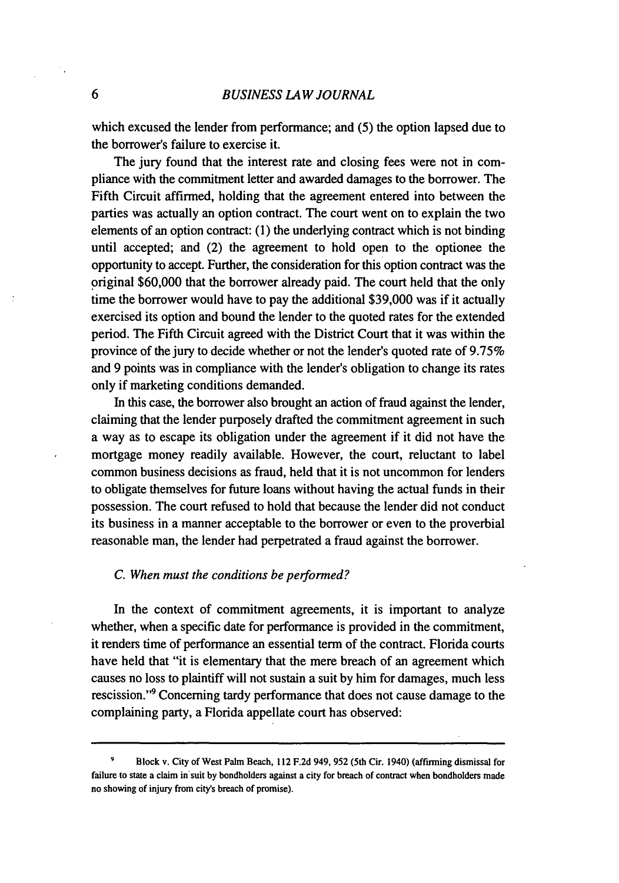which excused the lender from performance; and (5) the option lapsed due to the borrower's failure to exercise it.

The jury found that the interest rate and closing fees were not in compliance with the commitment letter and awarded damages to the borrower. The Fifth Circuit affirmed, holding that the agreement entered into between the parties was actually an option contract. The court went on to explain the two elements of an option contract: (1) the underlying contract which is not binding until accepted; and (2) the agreement to hold open to the optionee the opportunity to accept. Further, the consideration for this option contract was the original $60,000 that the borrower already paid. The court held that the only time the borrower would have to pay the additional $39,000 was if it actually exercised its option and bound the lender to the quoted rates for the extended period. The Fifth Circuit agreed with the District Court that it was within the province of the jury to decide whether or not the lender's quoted rate of 9.75% and 9 points was in compliance with the lender's obligation to change its rates only if marketing conditions demanded.

In this case, the borrower also brought an action of fraud against the lender, claiming that the lender purposely drafted the commitment agreement in such a way as to escape its obligation under the agreement if it did not have the mortgage money readily available. However, the court, reluctant to label common business decisions as fraud, held that it is not uncommon for lenders to obligate themselves for future loans without having the actual funds in their possession. The court refused to hold that because the lender did not conduct its business in a manner acceptable to the borrower or even to the proverbial reasonable man, the lender had perpetrated a fraud against the borrower.

### *C. When must the conditions be performed?*

In the context of commitment agreements, it is important to analyze whether, when a specific date for performance is provided in the commitment, it renders time of performance an essential term of the contract. Florida courts have held that "it is elementary that the mere breach of an agreement which causes no loss to plaintiff will not sustain a suit by him for damages, much less rescission."[9] Concerning tardy performance that does not cause damage to the complaining party, a Florida appellate court has observed:

---

[9] Block v. City of West Palm Beach, 112 F.2d 949, 952 (5th Cir. 1940) (affirming dismissal for failure to state a claim in suit by bondholders against a city for breach of contract when bondholders made no showing of injury from city's breach of promise).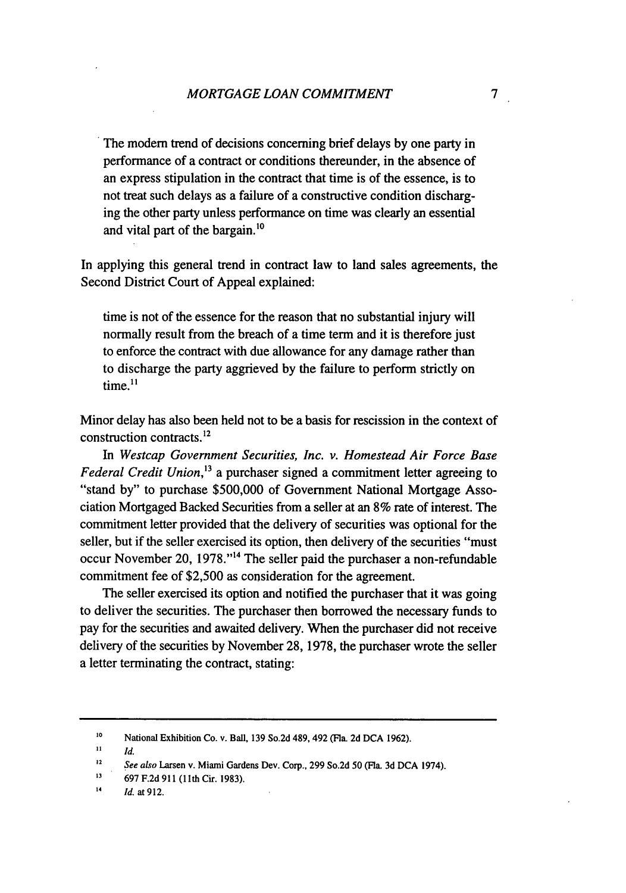> The modern trend of decisions concerning brief delays by one party in performance of a contract or conditions thereunder, in the absence of an express stipulation in the contract that time is of the essence, is to not treat such delays as a failure of a constructive condition discharging the other party unless performance on time was clearly an essential and vital part of the bargain.[10]

In applying this general trend in contract law to land sales agreements, the Second District Court of Appeal explained:

> time is not of the essence for the reason that no substantial injury will normally result from the breach of a time term and it is therefore just to enforce the contract with due allowance for any damage rather than to discharge the party aggrieved by the failure to perform strictly on time.[11]

Minor delay has also been held not to be a basis for rescission in the context of construction contracts.[12]

In *Westcap Government Securities, Inc. v. Homestead Air Force Base Federal Credit Union*,[13] a purchaser signed a commitment letter agreeing to "stand by" to purchase $500,000 of Government National Mortgage Association Mortgaged Backed Securities from a seller at an 8% rate of interest. The commitment letter provided that the delivery of securities was optional for the seller, but if the seller exercised its option, then delivery of the securities "must occur November 20, 1978."[14] The seller paid the purchaser a non-refundable commitment fee of $2,500 as consideration for the agreement.

The seller exercised its option and notified the purchaser that it was going to deliver the securities. The purchaser then borrowed the necessary funds to pay for the securities and awaited delivery. When the purchaser did not receive delivery of the securities by November 28, 1978, the purchaser wrote the seller a letter terminating the contract, stating:

---

[10] National Exhibition Co. v. Ball, 139 So.2d 489, 492 (Fla. 2d DCA 1962).

[11] *Id.*

[12] *See also* Larsen v. Miami Gardens Dev. Corp., 299 So.2d 50 (Fla. 3d DCA 1974).

[13] 697 F.2d 911 (11th Cir. 1983).

[14] *Id.* at 912.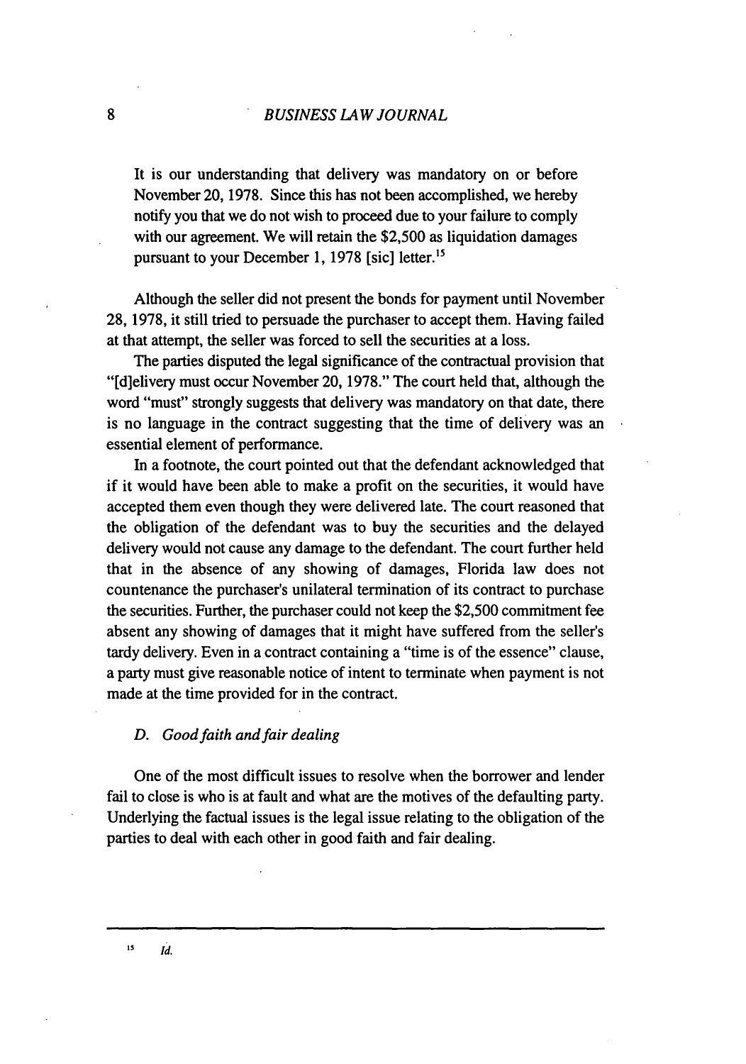It is our understanding that delivery was mandatory on or before November 20, 1978. Since this has not been accomplished, we hereby notify you that we do not wish to proceed due to your failure to comply with our agreement. We will retain the $2,500 as liquidation damages pursuant to your December 1, 1978 [sic] letter.[15]

Although the seller did not present the bonds for payment until November 28, 1978, it still tried to persuade the purchaser to accept them. Having failed at that attempt, the seller was forced to sell the securities at a loss.

The parties disputed the legal significance of the contractual provision that "[d]elivery must occur November 20, 1978." The court held that, although the word "must" strongly suggests that delivery was mandatory on that date, there is no language in the contract suggesting that the time of delivery was an essential element of performance.

In a footnote, the court pointed out that the defendant acknowledged that if it would have been able to make a profit on the securities, it would have accepted them even though they were delivered late. The court reasoned that the obligation of the defendant was to buy the securities and the delayed delivery would not cause any damage to the defendant. The court further held that in the absence of any showing of damages, Florida law does not countenance the purchaser's unilateral termination of its contract to purchase the securities. Further, the purchaser could not keep the $2,500 commitment fee absent any showing of damages that it might have suffered from the seller's tardy delivery. Even in a contract containing a "time is of the essence" clause, a party must give reasonable notice of intent to terminate when payment is not made at the time provided for in the contract.

### *D. Good faith and fair dealing*

One of the most difficult issues to resolve when the borrower and lender fail to close is who is at fault and what are the motives of the defaulting party. Underlying the factual issues is the legal issue relating to the obligation of the parties to deal with each other in good faith and fair dealing.

---

[15] *Id.*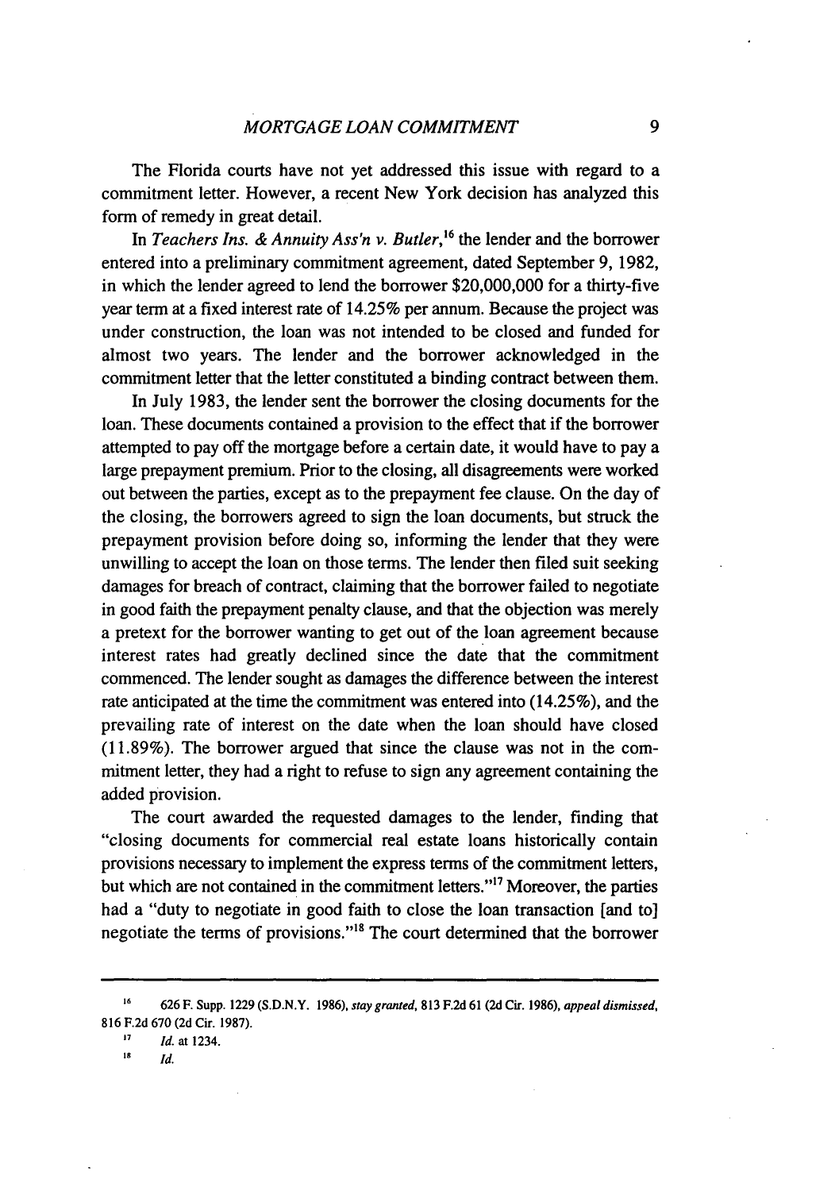The Florida courts have not yet addressed this issue with regard to a commitment letter. However, a recent New York decision has analyzed this form of remedy in great detail.

In *Teachers Ins. & Annuity Ass'n v. Butler*,[16] the lender and the borrower entered into a preliminary commitment agreement, dated September 9, 1982, in which the lender agreed to lend the borrower $20,000,000 for a thirty-five year term at a fixed interest rate of 14.25% per annum. Because the project was under construction, the loan was not intended to be closed and funded for almost two years. The lender and the borrower acknowledged in the commitment letter that the letter constituted a binding contract between them.

In July 1983, the lender sent the borrower the closing documents for the loan. These documents contained a provision to the effect that if the borrower attempted to pay off the mortgage before a certain date, it would have to pay a large prepayment premium. Prior to the closing, all disagreements were worked out between the parties, except as to the prepayment fee clause. On the day of the closing, the borrowers agreed to sign the loan documents, but struck the prepayment provision before doing so, informing the lender that they were unwilling to accept the loan on those terms. The lender then filed suit seeking damages for breach of contract, claiming that the borrower failed to negotiate in good faith the prepayment penalty clause, and that the objection was merely a pretext for the borrower wanting to get out of the loan agreement because interest rates had greatly declined since the date that the commitment commenced. The lender sought as damages the difference between the interest rate anticipated at the time the commitment was entered into (14.25%), and the prevailing rate of interest on the date when the loan should have closed (11.89%). The borrower argued that since the clause was not in the commitment letter, they had a right to refuse to sign any agreement containing the added provision.

The court awarded the requested damages to the lender, finding that "closing documents for commercial real estate loans historically contain provisions necessary to implement the express terms of the commitment letters, but which are not contained in the commitment letters."[17] Moreover, the parties had a "duty to negotiate in good faith to close the loan transaction [and to] negotiate the terms of provisions."[18] The court determined that the borrower

---

[16] 626 F. Supp. 1229 (S.D.N.Y. 1986), *stay granted*, 813 F.2d 61 (2d Cir. 1986), *appeal dismissed*, 816 F.2d 670 (2d Cir. 1987).

[17] *Id.* at 1234.

[18] *Id.*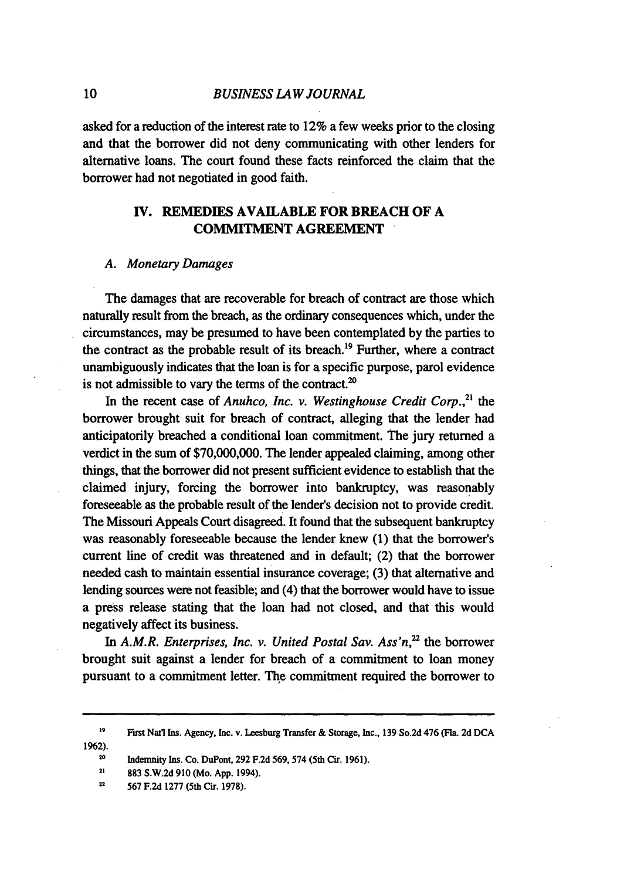asked for a reduction of the interest rate to 12% a few weeks prior to the closing and that the borrower did not deny communicating with other lenders for alternative loans. The court found these facts reinforced the claim that the borrower had not negotiated in good faith.

## IV. REMEDIES AVAILABLE FOR BREACH OF A COMMITMENT AGREEMENT

### A. *Monetary Damages*

The damages that are recoverable for breach of contract are those which naturally result from the breach, as the ordinary consequences which, under the circumstances, may be presumed to have been contemplated by the parties to the contract as the probable result of its breach.[19] Further, where a contract unambiguously indicates that the loan is for a specific purpose, parol evidence is not admissible to vary the terms of the contract.[20]

In the recent case of *Anuhco, Inc. v. Westinghouse Credit Corp.*,[21] the borrower brought suit for breach of contract, alleging that the lender had anticipatorily breached a conditional loan commitment. The jury returned a verdict in the sum of $70,000,000. The lender appealed claiming, among other things, that the borrower did not present sufficient evidence to establish that the claimed injury, forcing the borrower into bankruptcy, was reasonably foreseeable as the probable result of the lender's decision not to provide credit. The Missouri Appeals Court disagreed. It found that the subsequent bankruptcy was reasonably foreseeable because the lender knew (1) that the borrower's current line of credit was threatened and in default; (2) that the borrower needed cash to maintain essential insurance coverage; (3) that alternative and lending sources were not feasible; and (4) that the borrower would have to issue a press release stating that the loan had not closed, and that this would negatively affect its business.

In *A.M.R. Enterprises, Inc. v. United Postal Sav. Ass'n*,[22] the borrower brought suit against a lender for breach of a commitment to loan money pursuant to a commitment letter. The commitment required the borrower to

---

[19] First Nat'l Ins. Agency, Inc. v. Leesburg Transfer & Storage, Inc., 139 So.2d 476 (Fla. 2d DCA 1962).

[20] Indemnity Ins. Co. DuPont, 292 F.2d 569, 574 (5th Cir. 1961).

[21] 883 S.W.2d 910 (Mo. App. 1994).

[22] 567 F.2d 1277 (5th Cir. 1978).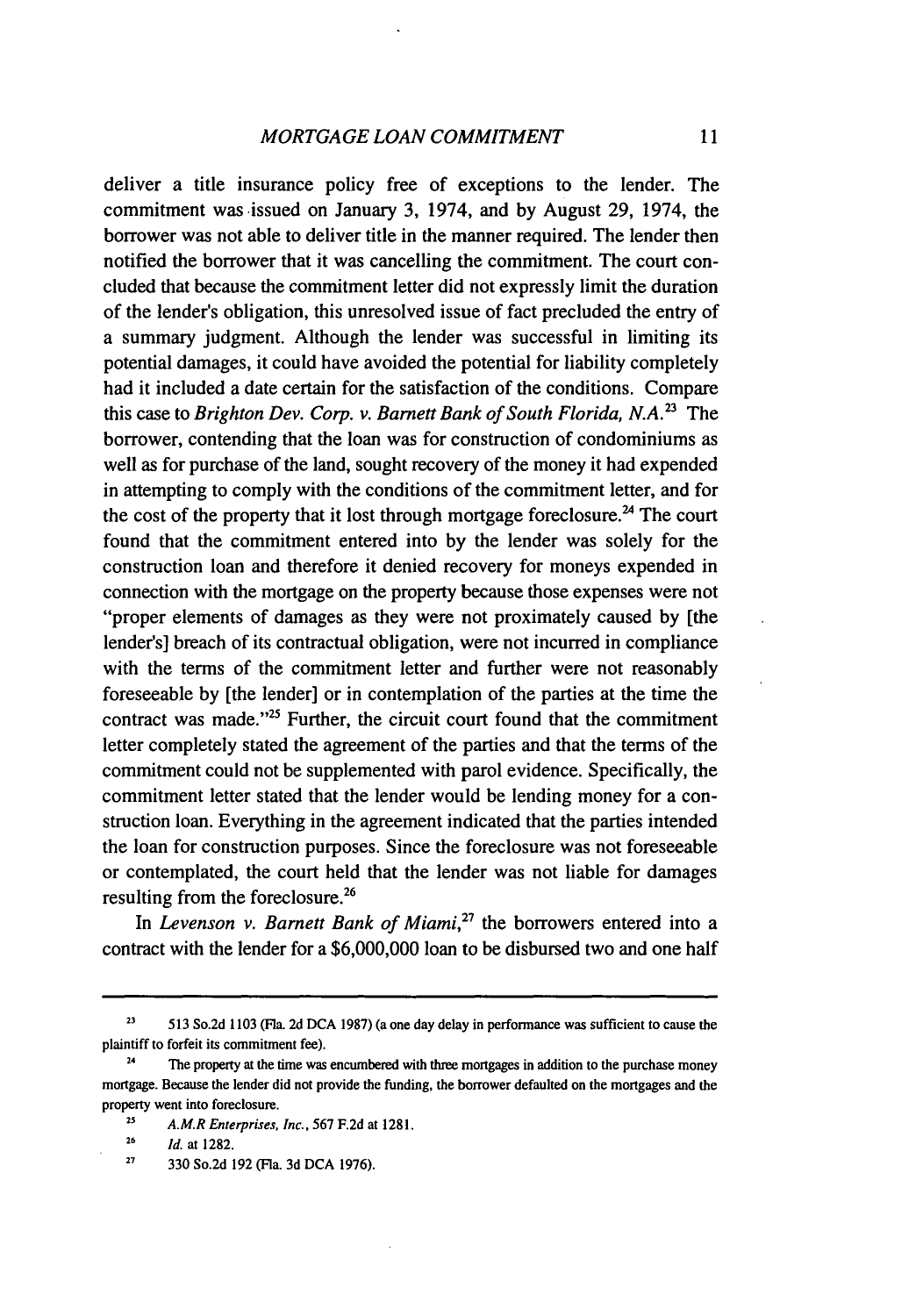deliver a title insurance policy free of exceptions to the lender. The commitment was issued on January 3, 1974, and by August 29, 1974, the borrower was not able to deliver title in the manner required. The lender then notified the borrower that it was cancelling the commitment. The court concluded that because the commitment letter did not expressly limit the duration of the lender's obligation, this unresolved issue of fact precluded the entry of a summary judgment. Although the lender was successful in limiting its potential damages, it could have avoided the potential for liability completely had it included a date certain for the satisfaction of the conditions. Compare this case to *Brighton Dev. Corp. v. Barnett Bank of South Florida, N.A.*[23] The borrower, contending that the loan was for construction of condominiums as well as for purchase of the land, sought recovery of the money it had expended in attempting to comply with the conditions of the commitment letter, and for the cost of the property that it lost through mortgage foreclosure.[24] The court found that the commitment entered into by the lender was solely for the construction loan and therefore it denied recovery for moneys expended in connection with the mortgage on the property because those expenses were not "proper elements of damages as they were not proximately caused by [the lender's] breach of its contractual obligation, were not incurred in compliance with the terms of the commitment letter and further were not reasonably foreseeable by [the lender] or in contemplation of the parties at the time the contract was made."[25] Further, the circuit court found that the commitment letter completely stated the agreement of the parties and that the terms of the commitment could not be supplemented with parol evidence. Specifically, the commitment letter stated that the lender would be lending money for a construction loan. Everything in the agreement indicated that the parties intended the loan for construction purposes. Since the foreclosure was not foreseeable or contemplated, the court held that the lender was not liable for damages resulting from the foreclosure.[26]

In *Levenson v. Barnett Bank of Miami*,[27] the borrowers entered into a contract with the lender for a $6,000,000 loan to be disbursed two and one half

---

[23] 513 So.2d 1103 (Fla. 2d DCA 1987) (a one day delay in performance was sufficient to cause the plaintiff to forfeit its commitment fee).

[24] The property at the time was encumbered with three mortgages in addition to the purchase money mortgage. Because the lender did not provide the funding, the borrower defaulted on the mortgages and the property went into foreclosure.

[25] *A.M.R Enterprises, Inc.*, 567 F.2d at 1281.

[26] *Id.* at 1282.

[27] 330 So.2d 192 (Fla. 3d DCA 1976).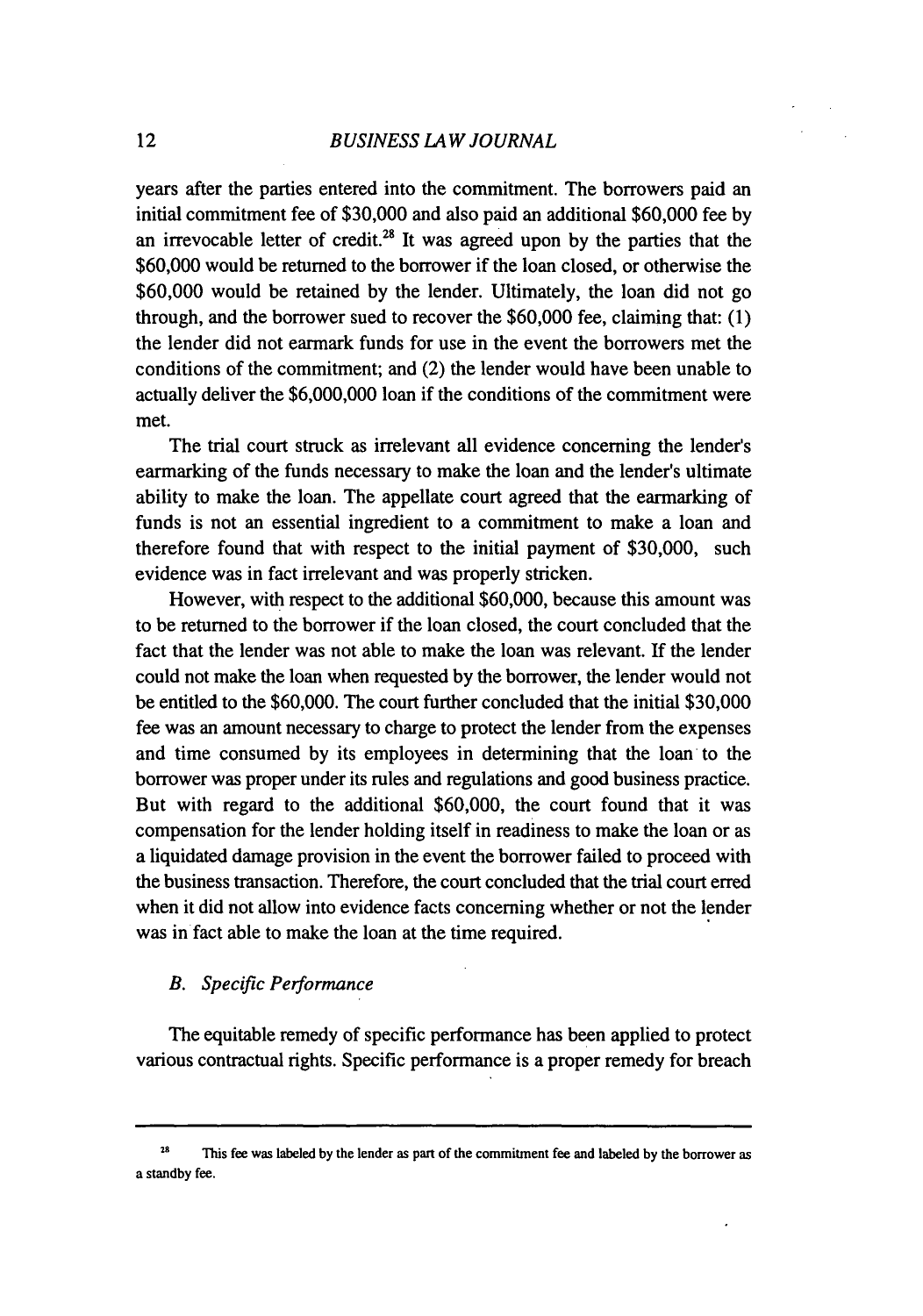years after the parties entered into the commitment. The borrowers paid an initial commitment fee of $30,000 and also paid an additional $60,000 fee by an irrevocable letter of credit.[28] It was agreed upon by the parties that the $60,000 would be returned to the borrower if the loan closed, or otherwise the $60,000 would be retained by the lender. Ultimately, the loan did not go through, and the borrower sued to recover the $60,000 fee, claiming that: (1) the lender did not earmark funds for use in the event the borrowers met the conditions of the commitment; and (2) the lender would have been unable to actually deliver the $6,000,000 loan if the conditions of the commitment were met.

The trial court struck as irrelevant all evidence concerning the lender's earmarking of the funds necessary to make the loan and the lender's ultimate ability to make the loan. The appellate court agreed that the earmarking of funds is not an essential ingredient to a commitment to make a loan and therefore found that with respect to the initial payment of $30,000, such evidence was in fact irrelevant and was properly stricken.

However, with respect to the additional $60,000, because this amount was to be returned to the borrower if the loan closed, the court concluded that the fact that the lender was not able to make the loan was relevant. If the lender could not make the loan when requested by the borrower, the lender would not be entitled to the $60,000. The court further concluded that the initial $30,000 fee was an amount necessary to charge to protect the lender from the expenses and time consumed by its employees in determining that the loan to the borrower was proper under its rules and regulations and good business practice. But with regard to the additional $60,000, the court found that it was compensation for the lender holding itself in readiness to make the loan or as a liquidated damage provision in the event the borrower failed to proceed with the business transaction. Therefore, the court concluded that the trial court erred when it did not allow into evidence facts concerning whether or not the lender was in fact able to make the loan at the time required.

### *B. Specific Performance*

The equitable remedy of specific performance has been applied to protect various contractual rights. Specific performance is a proper remedy for breach

---

[28] This fee was labeled by the lender as part of the commitment fee and labeled by the borrower as a standby fee.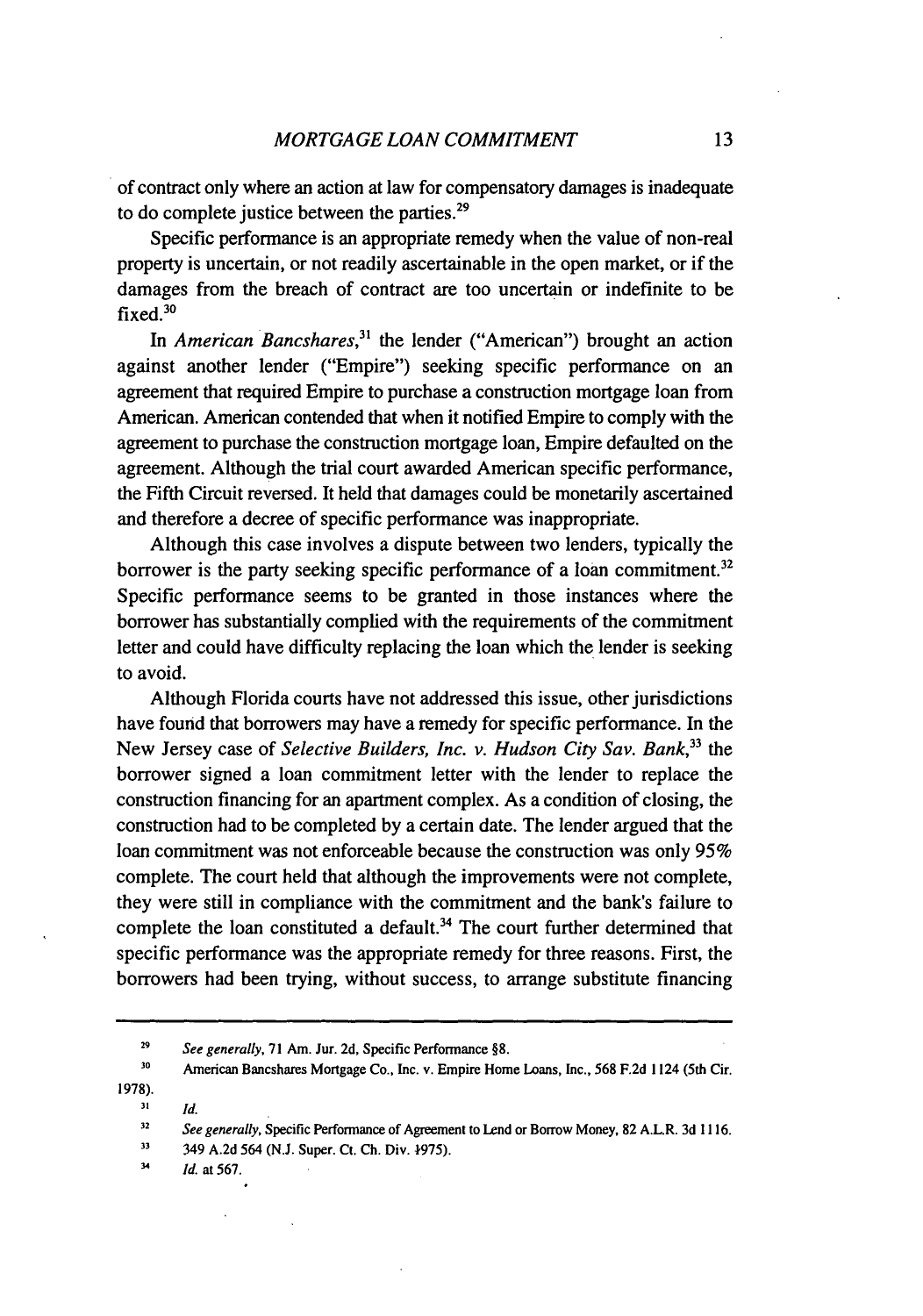of contract only where an action at law for compensatory damages is inadequate to do complete justice between the parties.[29]

Specific performance is an appropriate remedy when the value of non-real property is uncertain, or not readily ascertainable in the open market, or if the damages from the breach of contract are too uncertain or indefinite to be fixed.[30]

In *American Bancshares*,[31] the lender ("American") brought an action against another lender ("Empire") seeking specific performance on an agreement that required Empire to purchase a construction mortgage loan from American. American contended that when it notified Empire to comply with the agreement to purchase the construction mortgage loan, Empire defaulted on the agreement. Although the trial court awarded American specific performance, the Fifth Circuit reversed. It held that damages could be monetarily ascertained and therefore a decree of specific performance was inappropriate.

Although this case involves a dispute between two lenders, typically the borrower is the party seeking specific performance of a loan commitment.[32] Specific performance seems to be granted in those instances where the borrower has substantially complied with the requirements of the commitment letter and could have difficulty replacing the loan which the lender is seeking to avoid.

Although Florida courts have not addressed this issue, other jurisdictions have found that borrowers may have a remedy for specific performance. In the New Jersey case of *Selective Builders, Inc. v. Hudson City Sav. Bank*,[33] the borrower signed a loan commitment letter with the lender to replace the construction financing for an apartment complex. As a condition of closing, the construction had to be completed by a certain date. The lender argued that the loan commitment was not enforceable because the construction was only 95% complete. The court held that although the improvements were not complete, they were still in compliance with the commitment and the bank's failure to complete the loan constituted a default.[34] The court further determined that specific performance was the appropriate remedy for three reasons. First, the borrowers had been trying, without success, to arrange substitute financing

---

29. *See generally*, 71 Am. Jur. 2d, Specific Performance §8.
30. American Bancshares Mortgage Co., Inc. v. Empire Home Loans, Inc., 568 F.2d 1124 (5th Cir. 1978).
31. *Id.*
32. *See generally*, Specific Performance of Agreement to Lend or Borrow Money, 82 A.L.R. 3d 1116.
33. 349 A.2d 564 (N.J. Super. Ct. Ch. Div. 1975).
34. *Id.* at 567.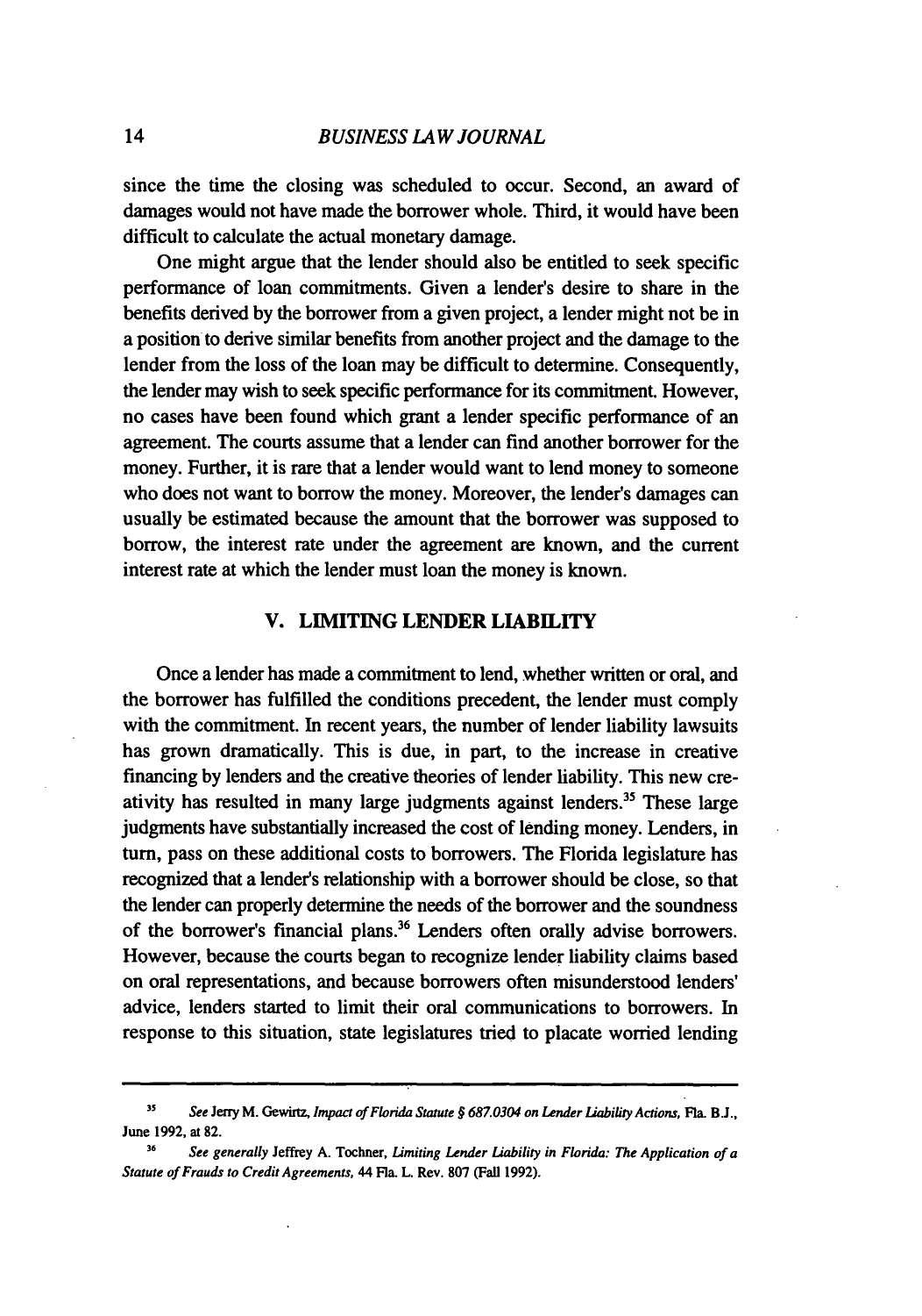since the time the closing was scheduled to occur. Second, an award of damages would not have made the borrower whole. Third, it would have been difficult to calculate the actual monetary damage.

One might argue that the lender should also be entitled to seek specific performance of loan commitments. Given a lender's desire to share in the benefits derived by the borrower from a given project, a lender might not be in a position to derive similar benefits from another project and the damage to the lender from the loss of the loan may be difficult to determine. Consequently, the lender may wish to seek specific performance for its commitment. However, no cases have been found which grant a lender specific performance of an agreement. The courts assume that a lender can find another borrower for the money. Further, it is rare that a lender would want to lend money to someone who does not want to borrow the money. Moreover, the lender's damages can usually be estimated because the amount that the borrower was supposed to borrow, the interest rate under the agreement are known, and the current interest rate at which the lender must loan the money is known.

## V. LIMITING LENDER LIABILITY

Once a lender has made a commitment to lend, whether written or oral, and the borrower has fulfilled the conditions precedent, the lender must comply with the commitment. In recent years, the number of lender liability lawsuits has grown dramatically. This is due, in part, to the increase in creative financing by lenders and the creative theories of lender liability. This new creativity has resulted in many large judgments against lenders.[35] These large judgments have substantially increased the cost of lending money. Lenders, in turn, pass on these additional costs to borrowers. The Florida legislature has recognized that a lender's relationship with a borrower should be close, so that the lender can properly determine the needs of the borrower and the soundness of the borrower's financial plans.[36] Lenders often orally advise borrowers. However, because the courts began to recognize lender liability claims based on oral representations, and because borrowers often misunderstood lenders' advice, lenders started to limit their oral communications to borrowers. In response to this situation, state legislatures tried to placate worried lending

---

[35] *See* Jerry M. Gewirtz, *Impact of Florida Statute § 687.0304 on Lender Liability Actions*, Fla. B.J., June 1992, at 82.

[36] *See generally* Jeffrey A. Tochner, *Limiting Lender Liability in Florida: The Application of a Statute of Frauds to Credit Agreements*, 44 Fla. L. Rev. 807 (Fall 1992).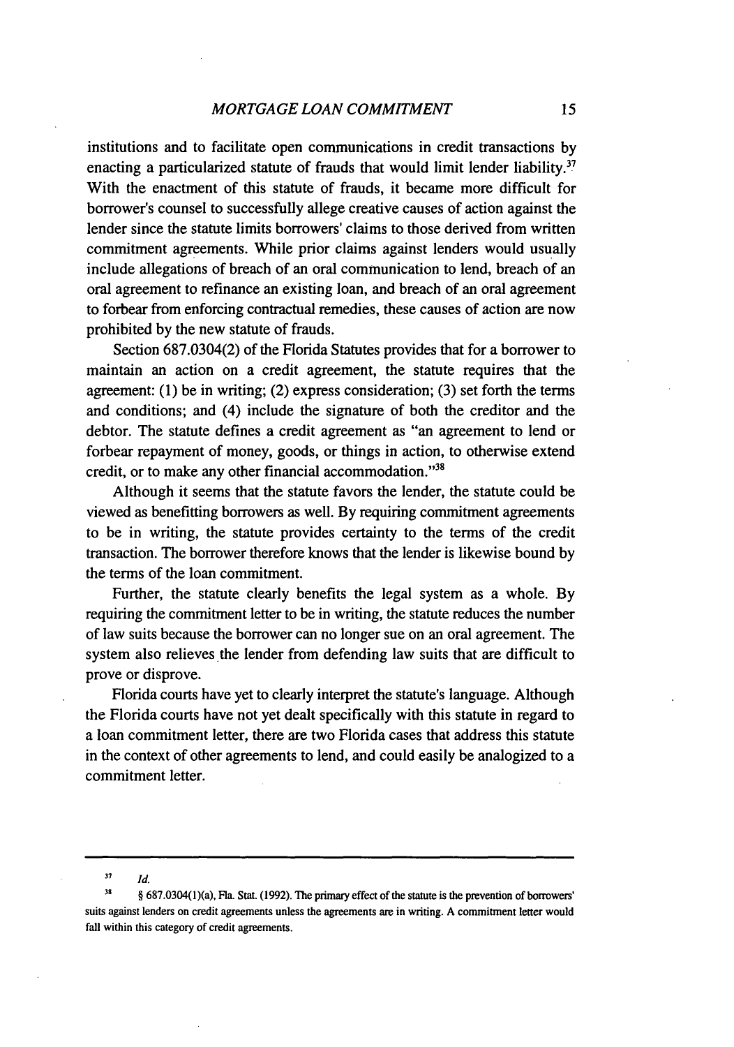institutions and to facilitate open communications in credit transactions by enacting a particularized statute of frauds that would limit lender liability.[37] With the enactment of this statute of frauds, it became more difficult for borrower's counsel to successfully allege creative causes of action against the lender since the statute limits borrowers' claims to those derived from written commitment agreements. While prior claims against lenders would usually include allegations of breach of an oral communication to lend, breach of an oral agreement to refinance an existing loan, and breach of an oral agreement to forbear from enforcing contractual remedies, these causes of action are now prohibited by the new statute of frauds.

Section 687.0304(2) of the Florida Statutes provides that for a borrower to maintain an action on a credit agreement, the statute requires that the agreement: (1) be in writing; (2) express consideration; (3) set forth the terms and conditions; and (4) include the signature of both the creditor and the debtor. The statute defines a credit agreement as "an agreement to lend or forbear repayment of money, goods, or things in action, to otherwise extend credit, or to make any other financial accommodation."[38]

Although it seems that the statute favors the lender, the statute could be viewed as benefitting borrowers as well. By requiring commitment agreements to be in writing, the statute provides certainty to the terms of the credit transaction. The borrower therefore knows that the lender is likewise bound by the terms of the loan commitment.

Further, the statute clearly benefits the legal system as a whole. By requiring the commitment letter to be in writing, the statute reduces the number of law suits because the borrower can no longer sue on an oral agreement. The system also relieves the lender from defending law suits that are difficult to prove or disprove.

Florida courts have yet to clearly interpret the statute's language. Although the Florida courts have not yet dealt specifically with this statute in regard to a loan commitment letter, there are two Florida cases that address this statute in the context of other agreements to lend, and could easily be analogized to a commitment letter.

---

[37] *Id.*

[38] § 687.0304(1)(a), Fla. Stat. (1992). The primary effect of the statute is the prevention of borrowers' suits against lenders on credit agreements unless the agreements are in writing. A commitment letter would fall within this category of credit agreements.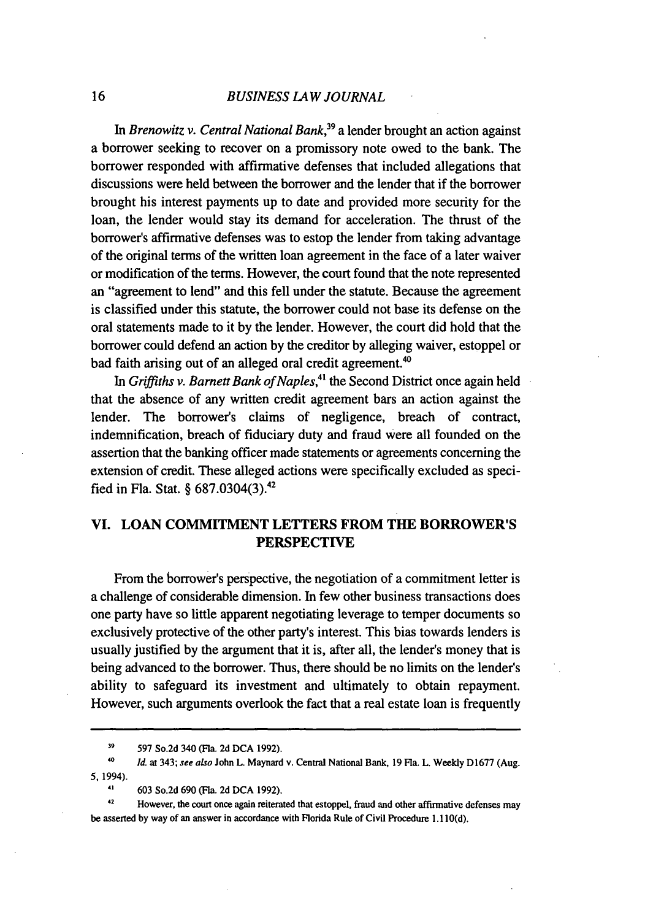In *Brenowitz v. Central National Bank*,[39] a lender brought an action against a borrower seeking to recover on a promissory note owed to the bank. The borrower responded with affirmative defenses that included allegations that discussions were held between the borrower and the lender that if the borrower brought his interest payments up to date and provided more security for the loan, the lender would stay its demand for acceleration. The thrust of the borrower's affirmative defenses was to estop the lender from taking advantage of the original terms of the written loan agreement in the face of a later waiver or modification of the terms. However, the court found that the note represented an "agreement to lend" and this fell under the statute. Because the agreement is classified under this statute, the borrower could not base its defense on the oral statements made to it by the lender. However, the court did hold that the borrower could defend an action by the creditor by alleging waiver, estoppel or bad faith arising out of an alleged oral credit agreement.[40]

In *Griffiths v. Barnett Bank of Naples*,[41] the Second District once again held that the absence of any written credit agreement bars an action against the lender. The borrower's claims of negligence, breach of contract, indemnification, breach of fiduciary duty and fraud were all founded on the assertion that the banking officer made statements or agreements concerning the extension of credit. These alleged actions were specifically excluded as specified in Fla. Stat. § 687.0304(3).[42]

## VI. LOAN COMMITMENT LETTERS FROM THE BORROWER'S PERSPECTIVE

From the borrower's perspective, the negotiation of a commitment letter is a challenge of considerable dimension. In few other business transactions does one party have so little apparent negotiating leverage to temper documents so exclusively protective of the other party's interest. This bias towards lenders is usually justified by the argument that it is, after all, the lender's money that is being advanced to the borrower. Thus, there should be no limits on the lender's ability to safeguard its investment and ultimately to obtain repayment. However, such arguments overlook the fact that a real estate loan is frequently

---

[39] 597 So.2d 340 (Fla. 2d DCA 1992).

[40] *Id.* at 343; *see also* John L. Maynard v. Central National Bank, 19 Fla. L. Weekly D1677 (Aug. 5, 1994).

[41] 603 So.2d 690 (Fla. 2d DCA 1992).

[42] However, the court once again reiterated that estoppel, fraud and other affirmative defenses may be asserted by way of an answer in accordance with Florida Rule of Civil Procedure 1.110(d).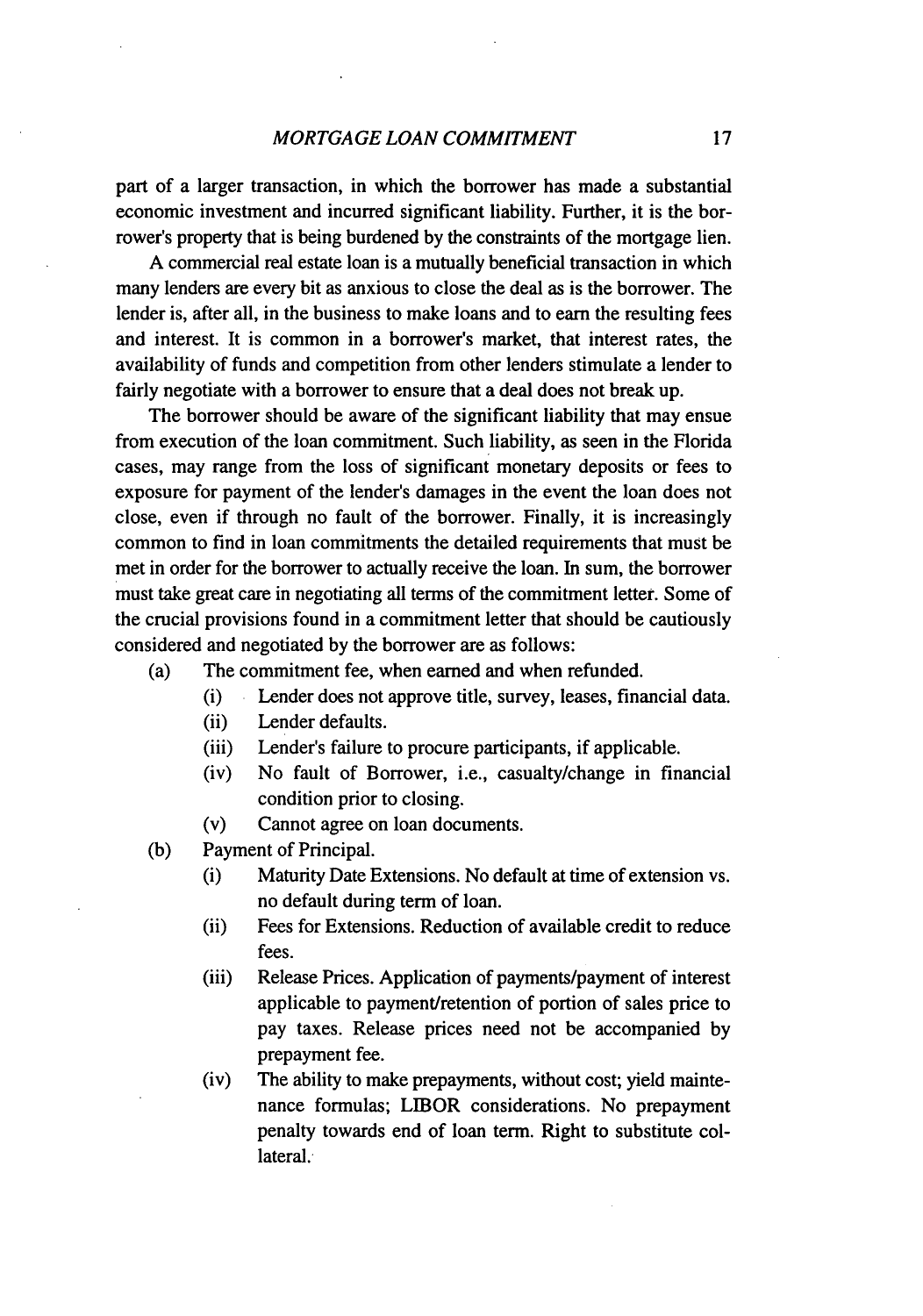part of a larger transaction, in which the borrower has made a substantial economic investment and incurred significant liability. Further, it is the borrower's property that is being burdened by the constraints of the mortgage lien.

A commercial real estate loan is a mutually beneficial transaction in which many lenders are every bit as anxious to close the deal as is the borrower. The lender is, after all, in the business to make loans and to earn the resulting fees and interest. It is common in a borrower's market, that interest rates, the availability of funds and competition from other lenders stimulate a lender to fairly negotiate with a borrower to ensure that a deal does not break up.

The borrower should be aware of the significant liability that may ensue from execution of the loan commitment. Such liability, as seen in the Florida cases, may range from the loss of significant monetary deposits or fees to exposure for payment of the lender's damages in the event the loan does not close, even if through no fault of the borrower. Finally, it is increasingly common to find in loan commitments the detailed requirements that must be met in order for the borrower to actually receive the loan. In sum, the borrower must take great care in negotiating all terms of the commitment letter. Some of the crucial provisions found in a commitment letter that should be cautiously considered and negotiated by the borrower are as follows:

(a) The commitment fee, when earned and when refunded.
  - (i) Lender does not approve title, survey, leases, financial data.
  - (ii) Lender defaults.
  - (iii) Lender's failure to procure participants, if applicable.
  - (iv) No fault of Borrower, i.e., casualty/change in financial condition prior to closing.
  - (v) Cannot agree on loan documents.

(b) Payment of Principal.
  - (i) Maturity Date Extensions. No default at time of extension vs. no default during term of loan.
  - (ii) Fees for Extensions. Reduction of available credit to reduce fees.
  - (iii) Release Prices. Application of payments/payment of interest applicable to payment/retention of portion of sales price to pay taxes. Release prices need not be accompanied by prepayment fee.
  - (iv) The ability to make prepayments, without cost; yield maintenance formulas; LIBOR considerations. No prepayment penalty towards end of loan term. Right to substitute collateral.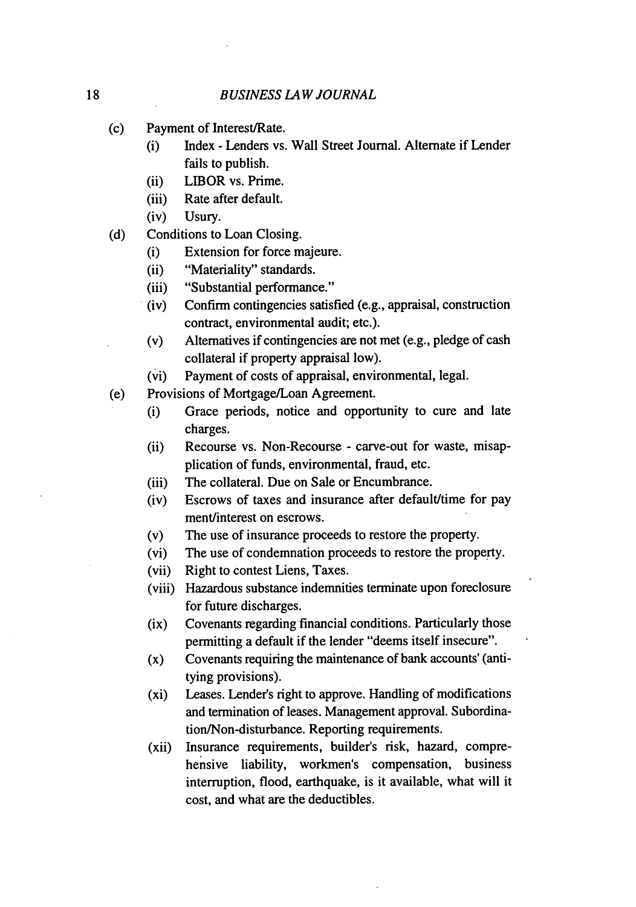(c) Payment of Interest/Rate.
  - (i) Index - Lenders vs. Wall Street Journal. Alternate if Lender fails to publish.
  - (ii) LIBOR vs. Prime.
  - (iii) Rate after default.
  - (iv) Usury.

(d) Conditions to Loan Closing.
  - (i) Extension for force majeure.
  - (ii) "Materiality" standards.
  - (iii) "Substantial performance."
  - (iv) Confirm contingencies satisfied (e.g., appraisal, construction contract, environmental audit; etc.).
  - (v) Alternatives if contingencies are not met (e.g., pledge of cash collateral if property appraisal low).
  - (vi) Payment of costs of appraisal, environmental, legal.

(e) Provisions of Mortgage/Loan Agreement.
  - (i) Grace periods, notice and opportunity to cure and late charges.
  - (ii) Recourse vs. Non-Recourse - carve-out for waste, misapplication of funds, environmental, fraud, etc.
  - (iii) The collateral. Due on Sale or Encumbrance.
  - (iv) Escrows of taxes and insurance after default/time for pay ment/interest on escrows.
  - (v) The use of insurance proceeds to restore the property.
  - (vi) The use of condemnation proceeds to restore the property.
  - (vii) Right to contest Liens, Taxes.
  - (viii) Hazardous substance indemnities terminate upon foreclosure for future discharges.
  - (ix) Covenants regarding financial conditions. Particularly those permitting a default if the lender "deems itself insecure".
  - (x) Covenants requiring the maintenance of bank accounts' (anti-tying provisions).
  - (xi) Leases. Lender's right to approve. Handling of modifications and termination of leases. Management approval. Subordination/Non-disturbance. Reporting requirements.
  - (xii) Insurance requirements, builder's risk, hazard, comprehensive liability, workmen's compensation, business interruption, flood, earthquake, is it available, what will it cost, and what are the deductibles.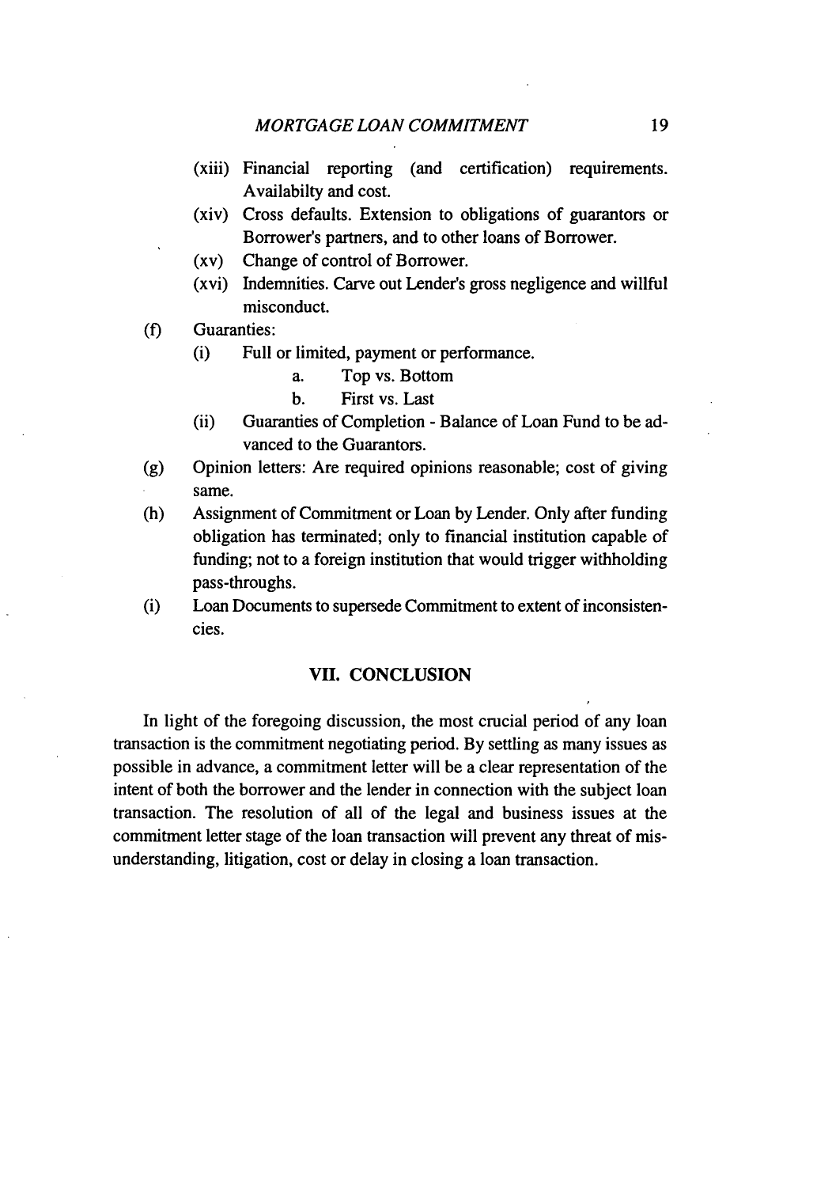- (xiii) Financial reporting (and certification) requirements. Availabilty and cost.
- (xiv) Cross defaults. Extension to obligations of guarantors or Borrower's partners, and to other loans of Borrower.
- (xv) Change of control of Borrower.
- (xvi) Indemnities. Carve out Lender's gross negligence and willful misconduct.

(f) Guaranties:

- (i) Full or limited, payment or performance.
  - a. Top vs. Bottom
  - b. First vs. Last
- (ii) Guaranties of Completion - Balance of Loan Fund to be advanced to the Guarantors.

(g) Opinion letters: Are required opinions reasonable; cost of giving same.

(h) Assignment of Commitment or Loan by Lender. Only after funding obligation has terminated; only to financial institution capable of funding; not to a foreign institution that would trigger withholding pass-throughs.

(i) Loan Documents to supersede Commitment to extent of inconsistencies.

## VII. CONCLUSION

In light of the foregoing discussion, the most crucial period of any loan transaction is the commitment negotiating period. By settling as many issues as possible in advance, a commitment letter will be a clear representation of the intent of both the borrower and the lender in connection with the subject loan transaction. The resolution of all of the legal and business issues at the commitment letter stage of the loan transaction will prevent any threat of misunderstanding, litigation, cost or delay in closing a loan transaction.